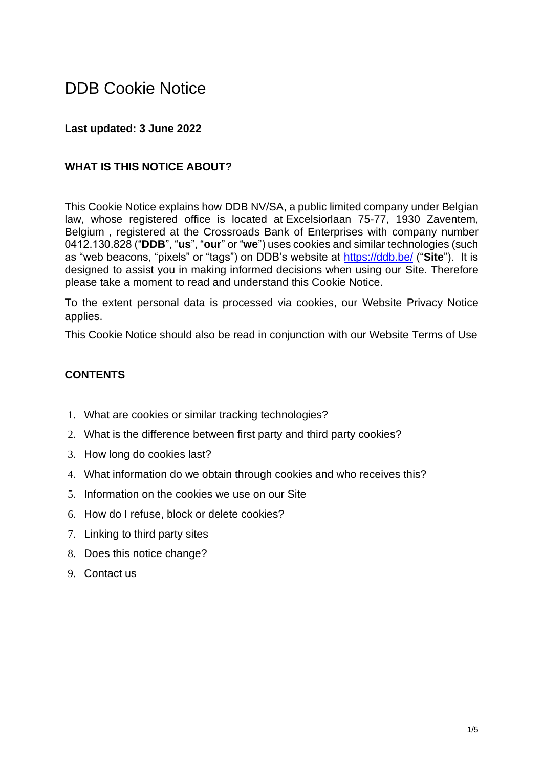# DDB Cookie Notice

**Last updated: 3 June 2022**

## WHAT IS THIS NOTICE ABOUT?

This Cookie Notice explains how DDB NV/SA, a public limited company under Belgian law, whose registered office is located at Excelsiorlaan 75-77, 1930 Zaventem, Belgium , registered at the Crossroads Bank of Enterprises with company number 0412.130.828 ("**DDB**", "**us**", "**our**" or "**we**") uses cookies and similar technologies (such as "web beacons, "pixels" or "tags") on DDB's website at [https://ddb.be/](https://ddb.be/) ("**Site**"). It is designed to assist you in making informed decisions when using our Site. Therefore please take a moment to read and understand this Cookie Notice.

To the extent personal data is processed via cookies, our Website Privacy Notice applies.

This Cookie Notice should also be read in conjunction with our Website Terms of Use

## CONTENTS

1. What are cookies or similar tracking technologies?
2. What is the difference between first party and third party cookies?
3. How long do cookies last?
4. What information do we obtain through cookies and who receives this?
5. Information on the cookies we use on our Site
6. How do I refuse, block or delete cookies?
7. Linking to third party sites
8. Does this notice change?
9. Contact us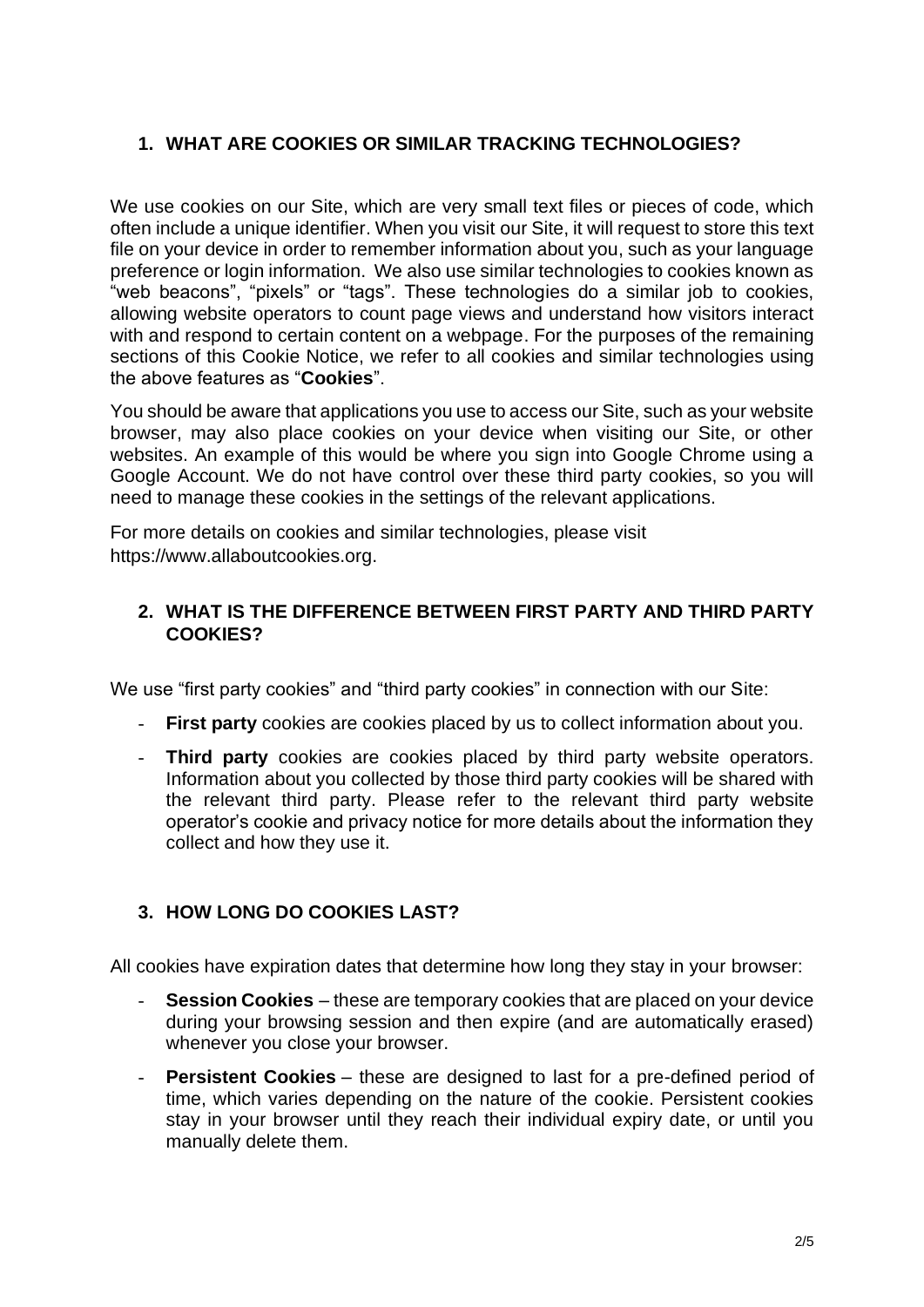## 1. WHAT ARE COOKIES OR SIMILAR TRACKING TECHNOLOGIES?

We use cookies on our Site, which are very small text files or pieces of code, which often include a unique identifier. When you visit our Site, it will request to store this text file on your device in order to remember information about you, such as your language preference or login information. We also use similar technologies to cookies known as "web beacons", "pixels" or "tags". These technologies do a similar job to cookies, allowing website operators to count page views and understand how visitors interact with and respond to certain content on a webpage. For the purposes of the remaining sections of this Cookie Notice, we refer to all cookies and similar technologies using the above features as "**Cookies**".

You should be aware that applications you use to access our Site, such as your website browser, may also place cookies on your device when visiting our Site, or other websites. An example of this would be where you sign into Google Chrome using a Google Account. We do not have control over these third party cookies, so you will need to manage these cookies in the settings of the relevant applications.

For more details on cookies and similar technologies, please visit https://www.allaboutcookies.org.

## 2. WHAT IS THE DIFFERENCE BETWEEN FIRST PARTY AND THIRD PARTY COOKIES?

We use "first party cookies" and "third party cookies" in connection with our Site:

- **First party** cookies are cookies placed by us to collect information about you.
- **Third party** cookies are cookies placed by third party website operators. Information about you collected by those third party cookies will be shared with the relevant third party. Please refer to the relevant third party website operator's cookie and privacy notice for more details about the information they collect and how they use it.

## 3. HOW LONG DO COOKIES LAST?

All cookies have expiration dates that determine how long they stay in your browser:

- **Session Cookies** – these are temporary cookies that are placed on your device during your browsing session and then expire (and are automatically erased) whenever you close your browser.
- **Persistent Cookies** – these are designed to last for a pre-defined period of time, which varies depending on the nature of the cookie. Persistent cookies stay in your browser until they reach their individual expiry date, or until you manually delete them.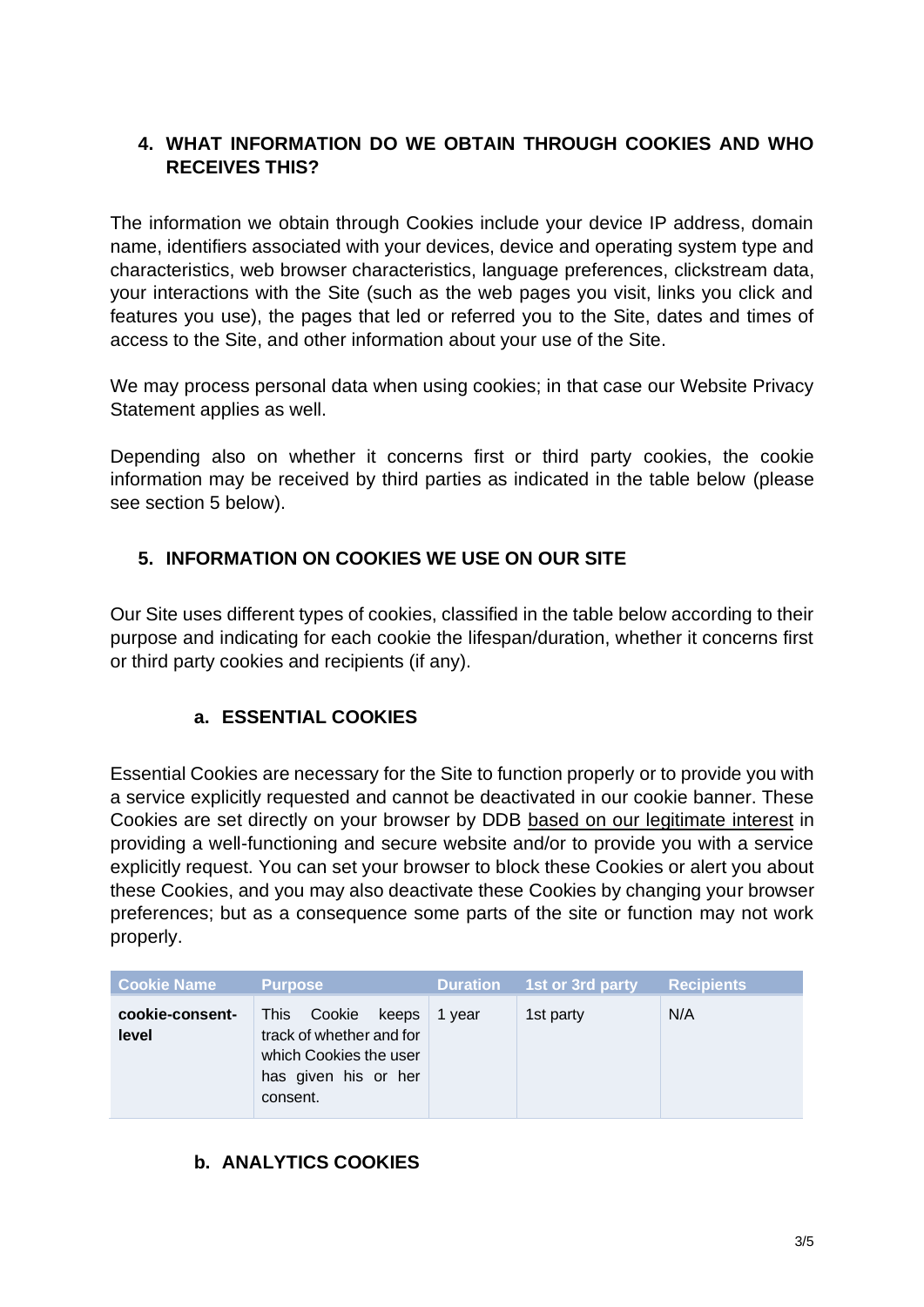## 4. WHAT INFORMATION DO WE OBTAIN THROUGH COOKIES AND WHO RECEIVES THIS?

The information we obtain through Cookies include your device IP address, domain name, identifiers associated with your devices, device and operating system type and characteristics, web browser characteristics, language preferences, clickstream data, your interactions with the Site (such as the web pages you visit, links you click and features you use), the pages that led or referred you to the Site, dates and times of access to the Site, and other information about your use of the Site.

We may process personal data when using cookies; in that case our Website Privacy Statement applies as well.

Depending also on whether it concerns first or third party cookies, the cookie information may be received by third parties as indicated in the table below (please see section 5 below).

## 5. INFORMATION ON COOKIES WE USE ON OUR SITE

Our Site uses different types of cookies, classified in the table below according to their purpose and indicating for each cookie the lifespan/duration, whether it concerns first or third party cookies and recipients (if any).

### a. ESSENTIAL COOKIES

Essential Cookies are necessary for the Site to function properly or to provide you with a service explicitly requested and cannot be deactivated in our cookie banner. These Cookies are set directly on your browser by DDB based on our legitimate interest in providing a well-functioning and secure website and/or to provide you with a service explicitly request. You can set your browser to block these Cookies or alert you about these Cookies, and you may also deactivate these Cookies by changing your browser preferences; but as a consequence some parts of the site or function may not work properly.

| Cookie Name | Purpose | Duration | 1st or 3rd party | Recipients |
|---|---|---|---|---|
| **cookie-consent-level** | This Cookie keeps track of whether and for which Cookies the user has given his or her consent. | 1 year | 1st party | N/A |

### b. ANALYTICS COOKIES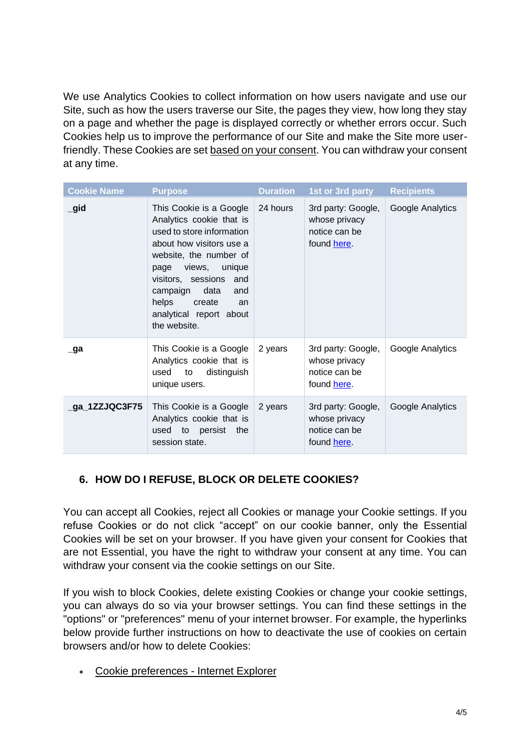We use Analytics Cookies to collect information on how users navigate and use our Site, such as how the users traverse our Site, the pages they view, how long they stay on a page and whether the page is displayed correctly or whether errors occur. Such Cookies help us to improve the performance of our Site and make the Site more user-friendly. These Cookies are set based on your consent. You can withdraw your consent at any time.

| Cookie Name | Purpose | Duration | 1st or 3rd party | Recipients |
| --- | --- | --- | --- | --- |
| **_gid** | This Cookie is a Google Analytics cookie that is used to store information about how visitors use a website, the number of page views, unique visitors, sessions and campaign data and helps create an analytical report about the website. | 24 hours | 3rd party: Google, whose privacy notice can be found here. | Google Analytics |
| **_ga** | This Cookie is a Google Analytics cookie that is used to distinguish unique users. | 2 years | 3rd party: Google, whose privacy notice can be found here. | Google Analytics |
| **_ga_1ZZJQC3F75** | This Cookie is a Google Analytics cookie that is used to persist the session state. | 2 years | 3rd party: Google, whose privacy notice can be found here. | Google Analytics |

## 6. HOW DO I REFUSE, BLOCK OR DELETE COOKIES?

You can accept all Cookies, reject all Cookies or manage your Cookie settings. If you refuse Cookies or do not click "accept" on our cookie banner, only the Essential Cookies will be set on your browser. If you have given your consent for Cookies that are not Essential, you have the right to withdraw your consent at any time. You can withdraw your consent via the cookie settings on our Site.

If you wish to block Cookies, delete existing Cookies or change your cookie settings, you can always do so via your browser settings. You can find these settings in the "options" or "preferences" menu of your internet browser. For example, the hyperlinks below provide further instructions on how to deactivate the use of cookies on certain browsers and/or how to delete Cookies:

- Cookie preferences - Internet Explorer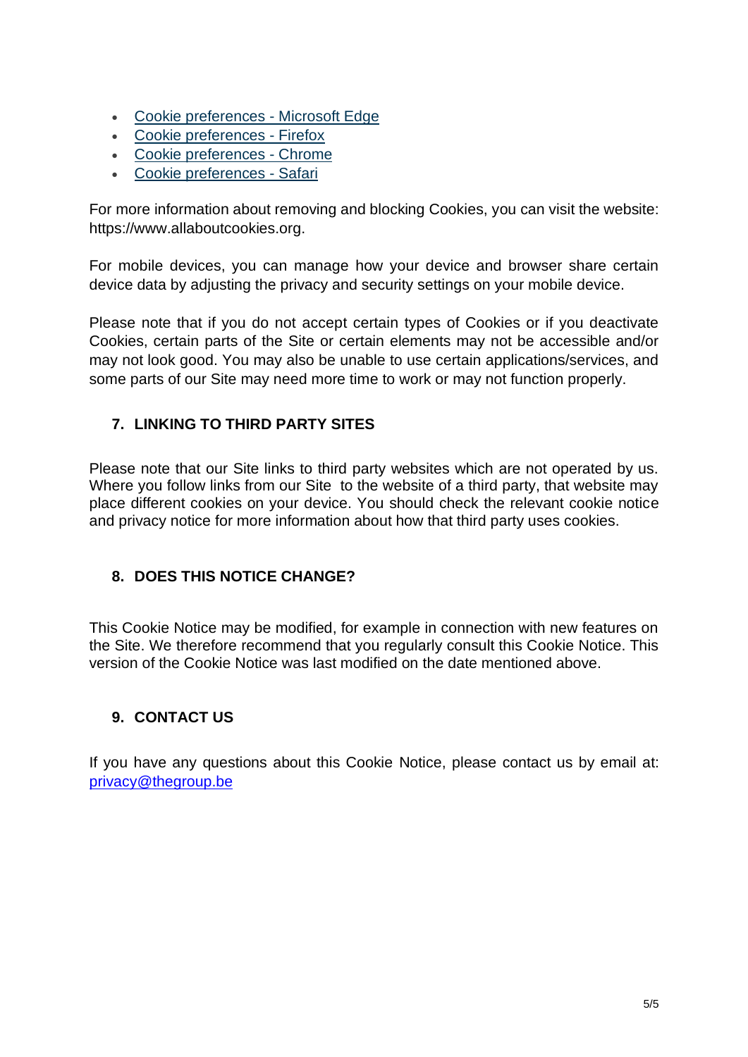- Cookie preferences - Microsoft Edge
- Cookie preferences - Firefox
- Cookie preferences - Chrome
- Cookie preferences - Safari

For more information about removing and blocking Cookies, you can visit the website: https://www.allaboutcookies.org.

For mobile devices, you can manage how your device and browser share certain device data by adjusting the privacy and security settings on your mobile device.

Please note that if you do not accept certain types of Cookies or if you deactivate Cookies, certain parts of the Site or certain elements may not be accessible and/or may not look good. You may also be unable to use certain applications/services, and some parts of our Site may need more time to work or may not function properly.

## 7. LINKING TO THIRD PARTY SITES

Please note that our Site links to third party websites which are not operated by us. Where you follow links from our Site to the website of a third party, that website may place different cookies on your device. You should check the relevant cookie notice and privacy notice for more information about how that third party uses cookies.

## 8. DOES THIS NOTICE CHANGE?

This Cookie Notice may be modified, for example in connection with new features on the Site. We therefore recommend that you regularly consult this Cookie Notice. This version of the Cookie Notice was last modified on the date mentioned above.

## 9. CONTACT US

If you have any questions about this Cookie Notice, please contact us by email at: privacy@thegroup.be